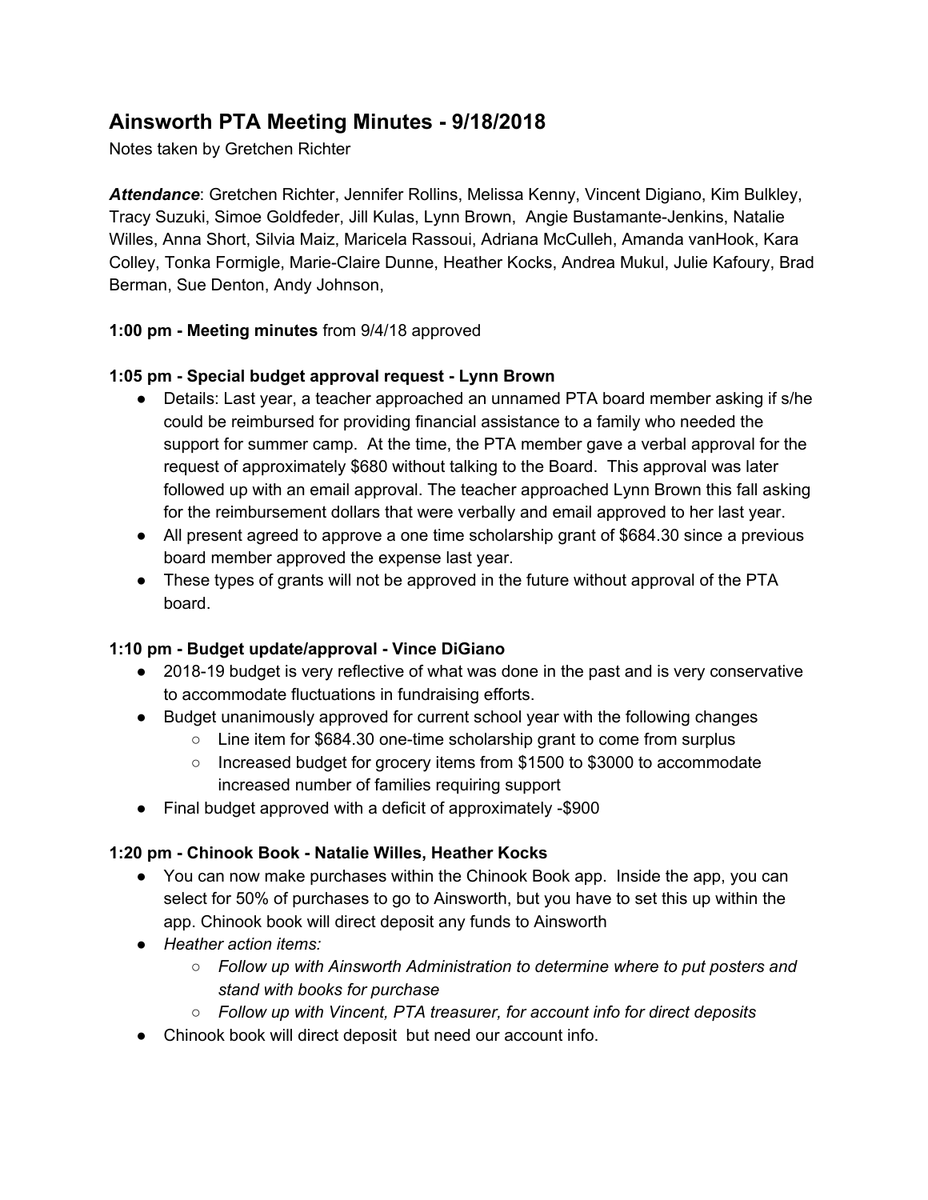# Ainsworth PTA Meeting Minutes - 9/18/2018

Notes taken by Gretchen Richter

***Attendance***: Gretchen Richter, Jennifer Rollins, Melissa Kenny, Vincent Digiano, Kim Bulkley, Tracy Suzuki, Simoe Goldfeder, Jill Kulas, Lynn Brown, Angie Bustamante-Jenkins, Natalie Willes, Anna Short, Silvia Maiz, Maricela Rassoui, Adriana McCulleh, Amanda vanHook, Kara Colley, Tonka Formigle, Marie-Claire Dunne, Heather Kocks, Andrea Mukul, Julie Kafoury, Brad Berman, Sue Denton, Andy Johnson,

**1:00 pm - Meeting minutes** from 9/4/18 approved

**1:05 pm - Special budget approval request - Lynn Brown**

- Details: Last year, a teacher approached an unnamed PTA board member asking if s/he could be reimbursed for providing financial assistance to a family who needed the support for summer camp. At the time, the PTA member gave a verbal approval for the request of approximately $680 without talking to the Board. This approval was later followed up with an email approval. The teacher approached Lynn Brown this fall asking for the reimbursement dollars that were verbally and email approved to her last year.
- All present agreed to approve a one time scholarship grant of $684.30 since a previous board member approved the expense last year.
- These types of grants will not be approved in the future without approval of the PTA board.

**1:10 pm - Budget update/approval - Vince DiGiano**

- 2018-19 budget is very reflective of what was done in the past and is very conservative to accommodate fluctuations in fundraising efforts.
- Budget unanimously approved for current school year with the following changes
  - Line item for $684.30 one-time scholarship grant to come from surplus
  - Increased budget for grocery items from $1500 to $3000 to accommodate increased number of families requiring support
- Final budget approved with a deficit of approximately -$900

**1:20 pm - Chinook Book - Natalie Willes, Heather Kocks**

- You can now make purchases within the Chinook Book app. Inside the app, you can select for 50% of purchases to go to Ainsworth, but you have to set this up within the app. Chinook book will direct deposit any funds to Ainsworth
- *Heather action items:*
  - *Follow up with Ainsworth Administration to determine where to put posters and stand with books for purchase*
  - *Follow up with Vincent, PTA treasurer, for account info for direct deposits*
- Chinook book will direct deposit but need our account info.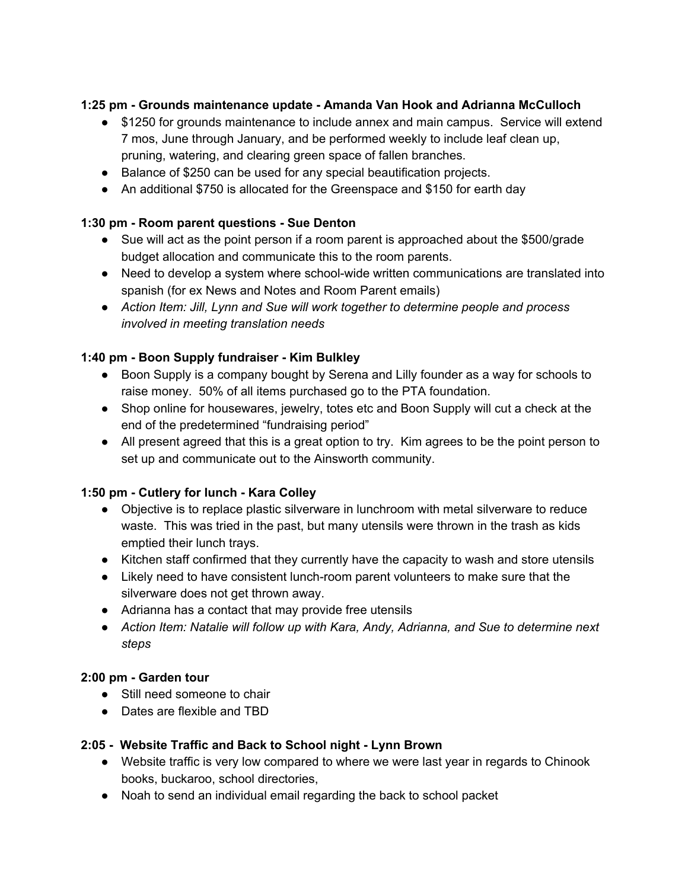**1:25 pm - Grounds maintenance update - Amanda Van Hook and Adrianna McCulloch**

- $1250 for grounds maintenance to include annex and main campus. Service will extend 7 mos, June through January, and be performed weekly to include leaf clean up, pruning, watering, and clearing green space of fallen branches.
- Balance of $250 can be used for any special beautification projects.
- An additional $750 is allocated for the Greenspace and $150 for earth day

**1:30 pm - Room parent questions - Sue Denton**

- Sue will act as the point person if a room parent is approached about the $500/grade budget allocation and communicate this to the room parents.
- Need to develop a system where school-wide written communications are translated into spanish (for ex News and Notes and Room Parent emails)
- *Action Item: Jill, Lynn and Sue will work together to determine people and process involved in meeting translation needs*

**1:40 pm - Boon Supply fundraiser - Kim Bulkley**

- Boon Supply is a company bought by Serena and Lilly founder as a way for schools to raise money. 50% of all items purchased go to the PTA foundation.
- Shop online for housewares, jewelry, totes etc and Boon Supply will cut a check at the end of the predetermined "fundraising period"
- All present agreed that this is a great option to try. Kim agrees to be the point person to set up and communicate out to the Ainsworth community.

**1:50 pm - Cutlery for lunch - Kara Colley**

- Objective is to replace plastic silverware in lunchroom with metal silverware to reduce waste. This was tried in the past, but many utensils were thrown in the trash as kids emptied their lunch trays.
- Kitchen staff confirmed that they currently have the capacity to wash and store utensils
- Likely need to have consistent lunch-room parent volunteers to make sure that the silverware does not get thrown away.
- Adrianna has a contact that may provide free utensils
- *Action Item: Natalie will follow up with Kara, Andy, Adrianna, and Sue to determine next steps*

**2:00 pm - Garden tour**

- Still need someone to chair
- Dates are flexible and TBD

**2:05 - Website Traffic and Back to School night - Lynn Brown**

- Website traffic is very low compared to where we were last year in regards to Chinook books, buckaroo, school directories,
- Noah to send an individual email regarding the back to school packet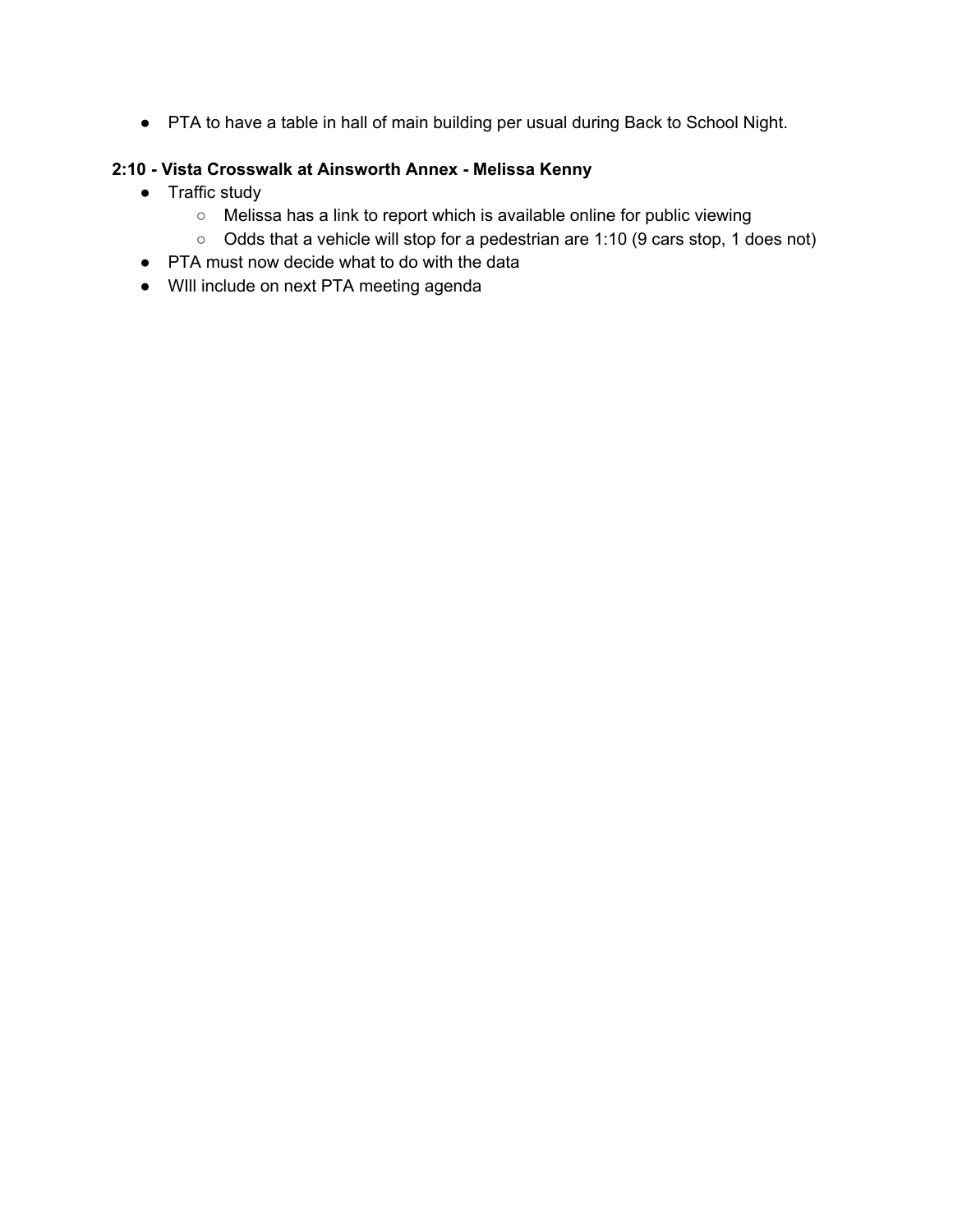- PTA to have a table in hall of main building per usual during Back to School Night.

**2:10 - Vista Crosswalk at Ainsworth Annex - Melissa Kenny**

- Traffic study
    - Melissa has a link to report which is available online for public viewing
    - Odds that a vehicle will stop for a pedestrian are 1:10 (9 cars stop, 1 does not)
- PTA must now decide what to do with the data
- WIll include on next PTA meeting agenda